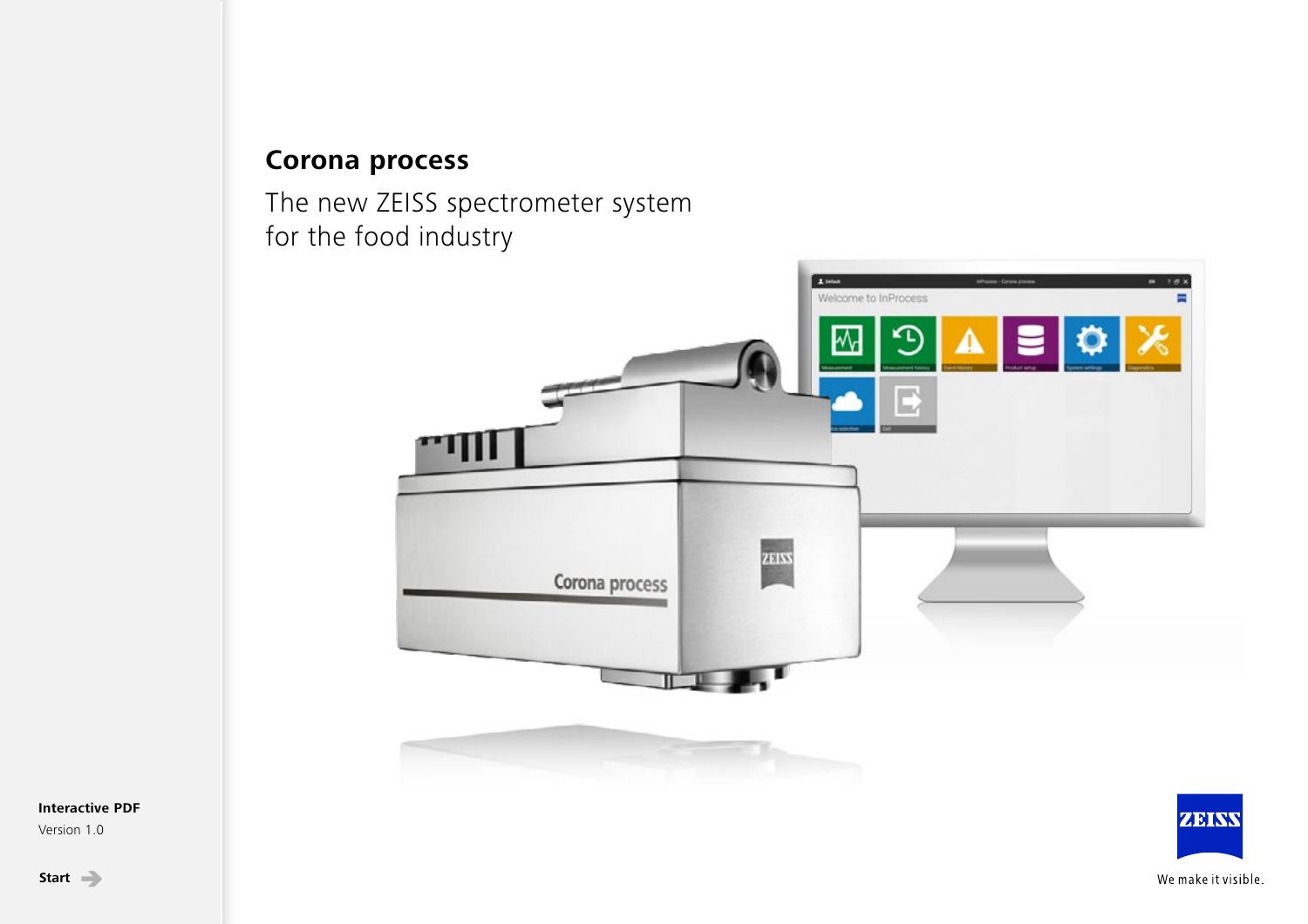# Corona process

The new ZEISS spectrometer system
for the food industry

**Interactive PDF**
Version 1.0

**Start**

We make it visible.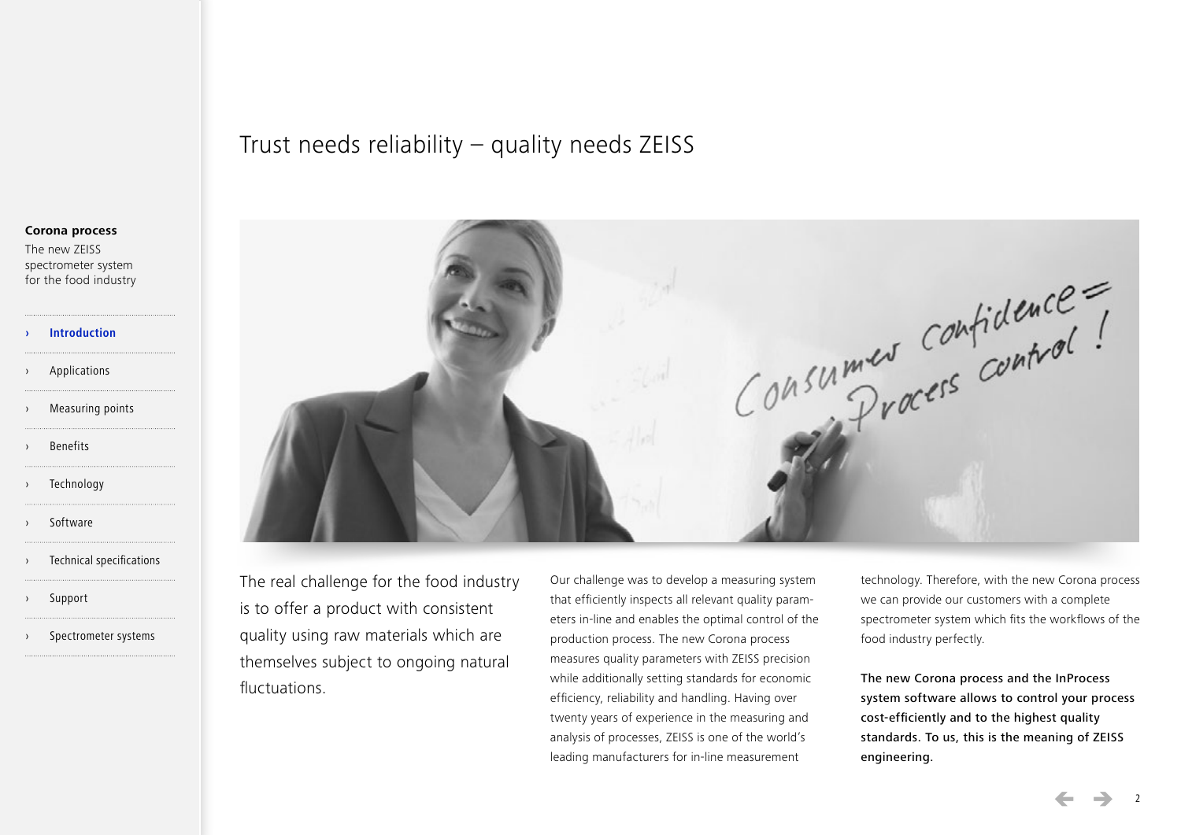**Corona process**

The new ZEISS spectrometer system for the food industry

- › **Introduction**
- › Applications
- › Measuring points
- › Benefits
- › Technology
- › Software
- › Technical specifications
- › Support
- › Spectrometer systems

# Trust needs reliability – quality needs ZEISS

The real challenge for the food industry is to offer a product with consistent quality using raw materials which are themselves subject to ongoing natural fluctuations.

Our challenge was to develop a measuring system that efficiently inspects all relevant quality parameters in-line and enables the optimal control of the production process. The new Corona process measures quality parameters with ZEISS precision while additionally setting standards for economic efficiency, reliability and handling. Having over twenty years of experience in the measuring and analysis of processes, ZEISS is one of the world's leading manufacturers for in-line measurement technology. Therefore, with the new Corona process we can provide our customers with a complete spectrometer system which fits the workflows of the food industry perfectly.

**The new Corona process and the InProcess system software allows to control your process cost-efficiently and to the highest quality standards. To us, this is the meaning of ZEISS engineering.**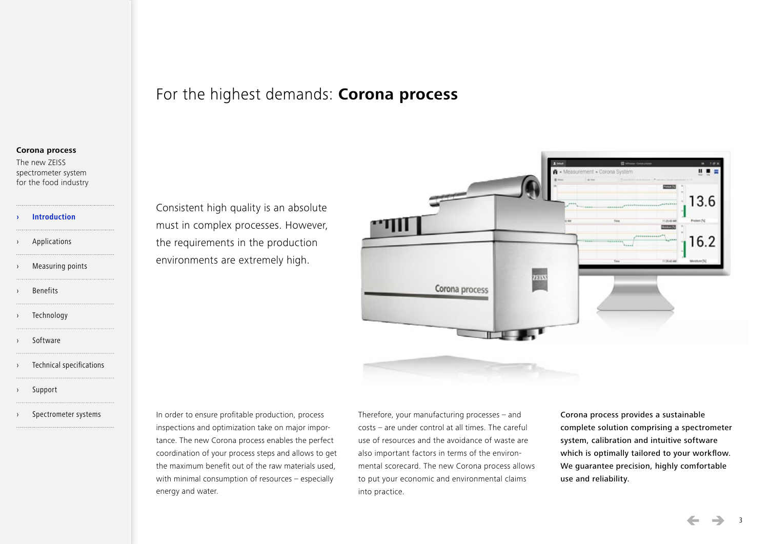**Corona process**

The new ZEISS spectrometer system for the food industry

- › **Introduction**
- › Applications
- › Measuring points
- › Benefits
- › Technology
- › Software
- › Technical specifications
- › Support
- › Spectrometer systems

# For the highest demands: **Corona process**

Consistent high quality is an absolute must in complex processes. However, the requirements in the production environments are extremely high.

In order to ensure profitable production, process inspections and optimization take on major importance. The new Corona process enables the perfect coordination of your process steps and allows to get the maximum benefit out of the raw materials used, with minimal consumption of resources – especially energy and water.

Therefore, your manufacturing processes – and costs – are under control at all times. The careful use of resources and the avoidance of waste are also important factors in terms of the environmental scorecard. The new Corona process allows to put your economic and environmental claims into practice.

**Corona process provides a sustainable complete solution comprising a spectrometer system, calibration and intuitive software which is optimally tailored to your workflow. We guarantee precision, highly comfortable use and reliability.**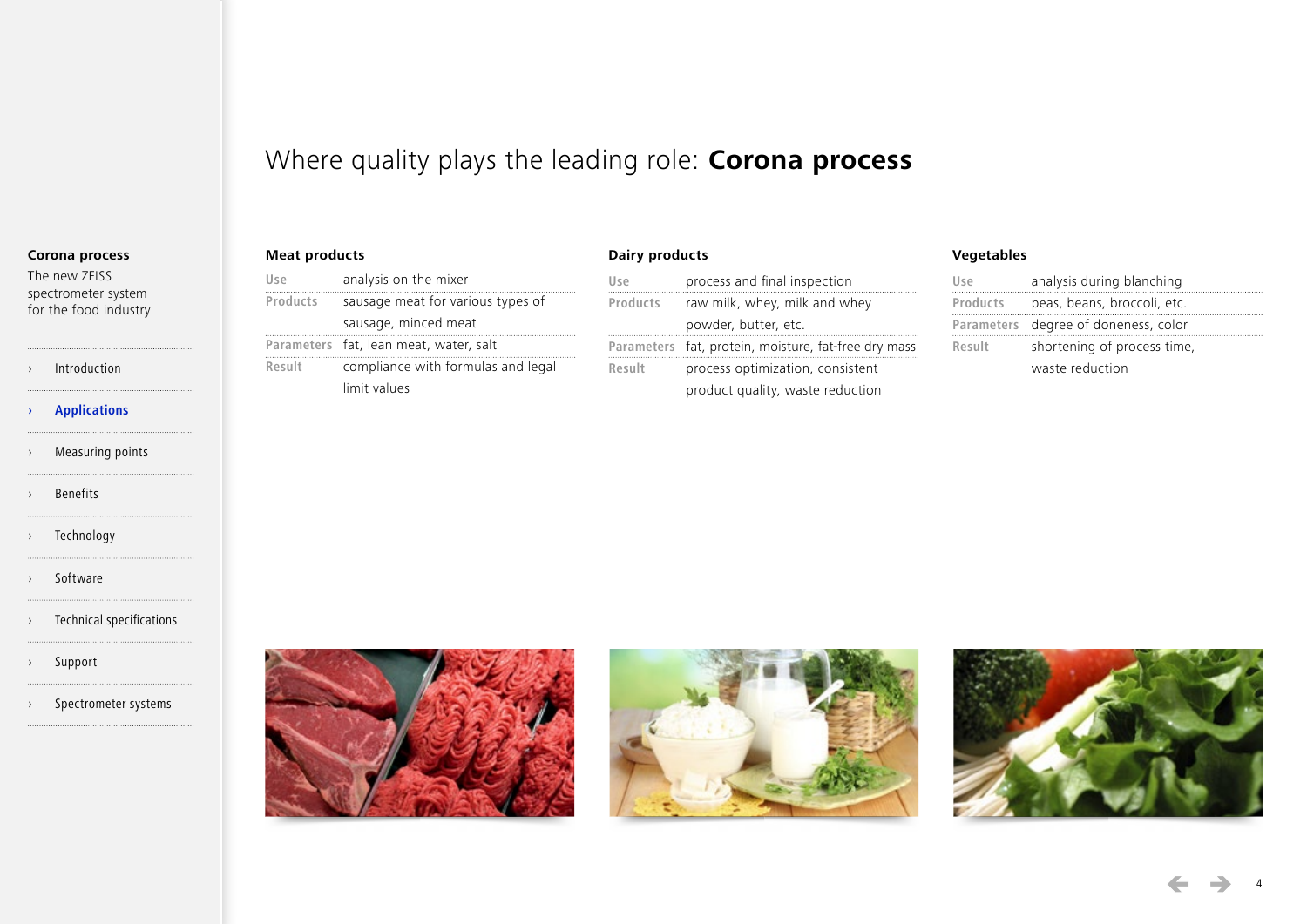**Corona process**
The new ZEISS spectrometer system for the food industry

- › Introduction
- › Applications
- › Measuring points
- › Benefits
- › Technology
- › Software
- › Technical specifications
- › Support
- › Spectrometer systems

# Where quality plays the leading role: **Corona process**

### Meat products

| | |
|---|---|
| Use | analysis on the mixer |
| Products | sausage meat for various types of sausage, minced meat |
| Parameters | fat, lean meat, water, salt |
| Result | compliance with formulas and legal limit values |

### Dairy products

| | |
|---|---|
| Use | process and final inspection |
| Products | raw milk, whey, milk and whey powder, butter, etc. |
| Parameters | fat, protein, moisture, fat-free dry mass |
| Result | process optimization, consistent product quality, waste reduction |

### Vegetables

| | |
|---|---|
| Use | analysis during blanching |
| Products | peas, beans, broccoli, etc. |
| Parameters | degree of doneness, color |
| Result | shortening of process time, waste reduction |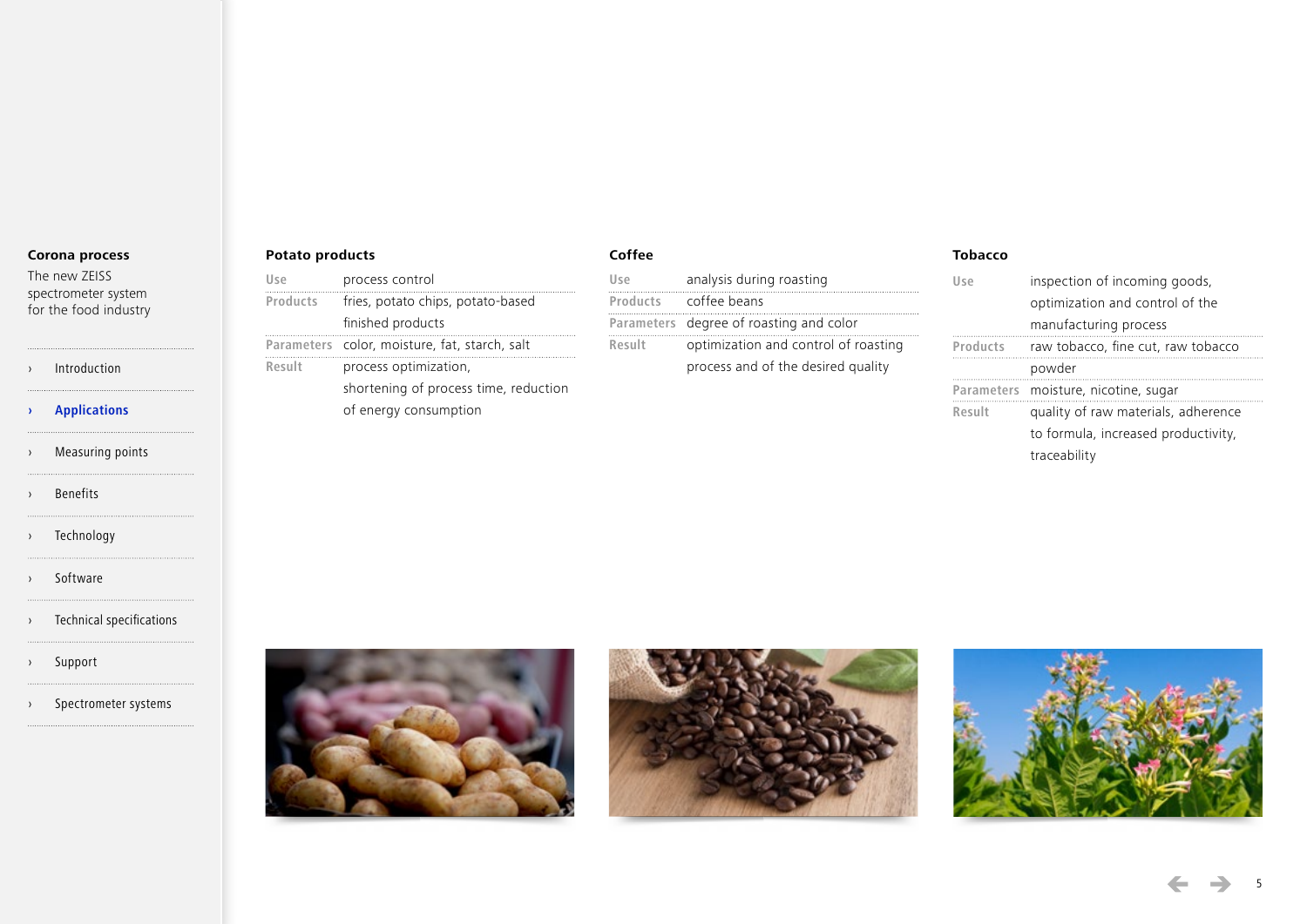**Corona process**

The new ZEISS spectrometer system for the food industry

- Introduction
- **Applications**
- Measuring points
- Benefits
- Technology
- Software
- Technical specifications
- Support
- Spectrometer systems

### Potato products

| | |
|---|---|
| Use | process control |
| Products | fries, potato chips, potato-based finished products |
| Parameters | color, moisture, fat, starch, salt |
| Result | process optimization, shortening of process time, reduction of energy consumption |

### Coffee

| | |
|---|---|
| Use | analysis during roasting |
| Products | coffee beans |
| Parameters | degree of roasting and color |
| Result | optimization and control of roasting process and of the desired quality |

### Tobacco

| | |
|---|---|
| Use | inspection of incoming goods, optimization and control of the manufacturing process |
| Products | raw tobacco, fine cut, raw tobacco powder |
| Parameters | moisture, nicotine, sugar |
| Result | quality of raw materials, adherence to formula, increased productivity, traceability |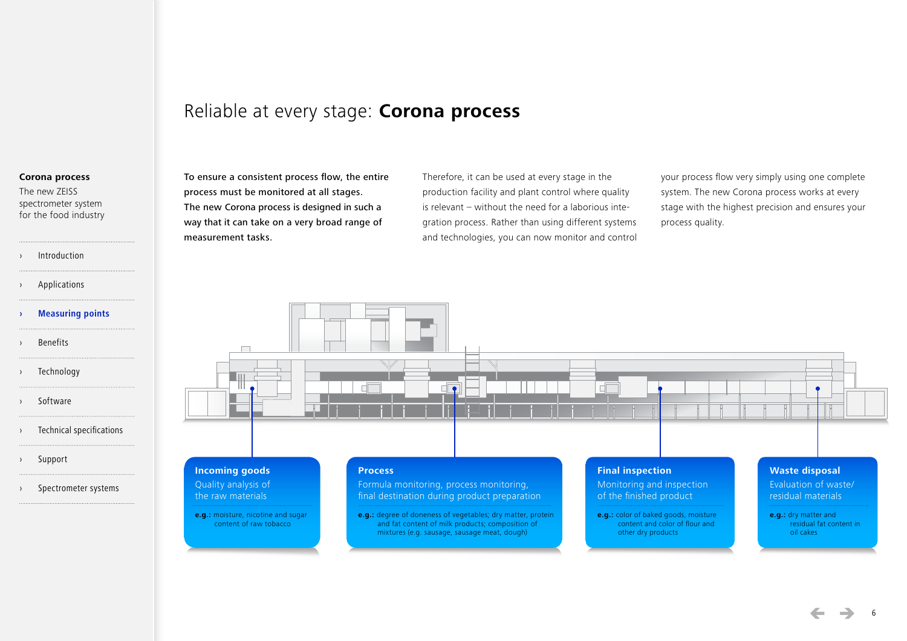**Corona process**
The new ZEISS spectrometer system for the food industry

- Introduction
- Applications
- Measuring points
- Benefits
- Technology
- Software
- Technical specifications
- Support
- Spectrometer systems

# Reliable at every stage: **Corona process**

**To ensure a consistent process flow, the entire process must be monitored at all stages. The new Corona process is designed in such a way that it can take on a very broad range of measurement tasks.**

Therefore, it can be used at every stage in the production facility and plant control where quality is relevant – without the need for a laborious integration process. Rather than using different systems and technologies, you can now monitor and control your process flow very simply using one complete system. The new Corona process works at every stage with the highest precision and ensures your process quality.

**Incoming goods**
Quality analysis of the raw materials

**e.g.:** moisture, nicotine and sugar content of raw tobacco

**Process**
Formula monitoring, process monitoring, final destination during product preparation

**e.g.:** degree of doneness of vegetables; dry matter, protein and fat content of milk products; composition of mixtures (e.g. sausage, sausage meat, dough)

**Final inspection**
Monitoring and inspection of the finished product

**e.g.:** color of baked goods, moisture content and color of flour and other dry products

**Waste disposal**
Evaluation of waste/residual materials

**e.g.:** dry matter and residual fat content in oil cakes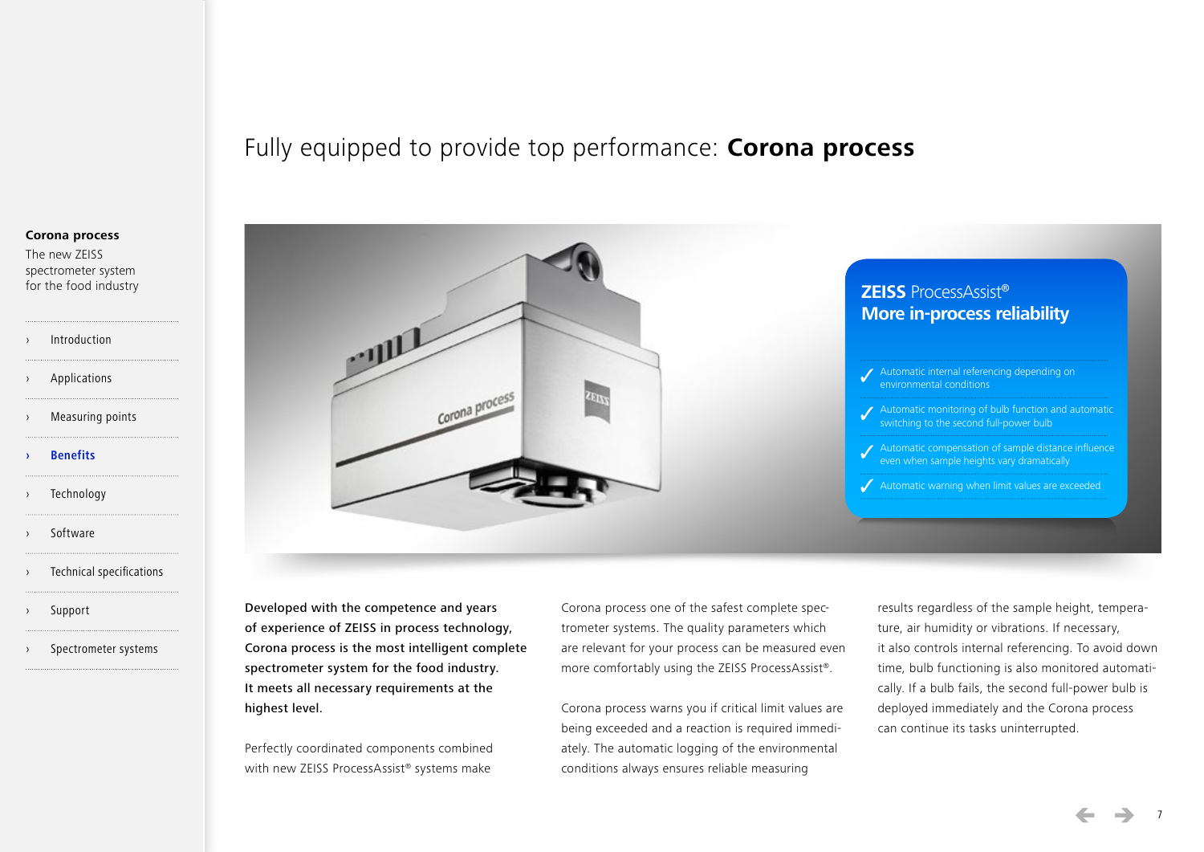**Corona process**
The new ZEISS spectrometer system for the food industry

- › Introduction
- › Applications
- › Measuring points
- › **Benefits**
- › Technology
- › Software
- › Technical specifications
- › Support
- › Spectrometer systems

# Fully equipped to provide top performance: **Corona process**

## **ZEISS** ProcessAssist®
## More in-process reliability

- ✓ Automatic internal referencing depending on environmental conditions
- ✓ Automatic monitoring of bulb function and automatic switching to the second full-power bulb
- ✓ Automatic compensation of sample distance influence even when sample heights vary dramatically
- ✓ Automatic warning when limit values are exceeded

**Developed with the competence and years of experience of ZEISS in process technology, Corona process is the most intelligent complete spectrometer system for the food industry. It meets all necessary requirements at the highest level.**

Perfectly coordinated components combined with new ZEISS ProcessAssist® systems make Corona process one of the safest complete spectrometer systems. The quality parameters which are relevant for your process can be measured even more comfortably using the ZEISS ProcessAssist®.

Corona process warns you if critical limit values are being exceeded and a reaction is required immediately. The automatic logging of the environmental conditions always ensures reliable measuring results regardless of the sample height, temperature, air humidity or vibrations. If necessary, it also controls internal referencing. To avoid down time, bulb functioning is also monitored automatically. If a bulb fails, the second full-power bulb is deployed immediately and the Corona process can continue its tasks uninterrupted.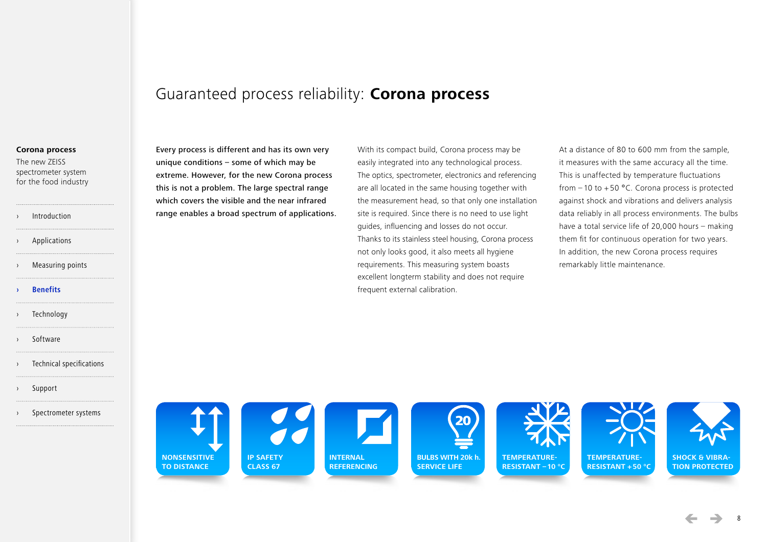**Corona process**

The new ZEISS spectrometer system for the food industry

- › Introduction
- › Applications
- › Measuring points
- › **Benefits**
- › Technology
- › Software
- › Technical specifications
- › Support
- › Spectrometer systems

# Guaranteed process reliability: **Corona process**

**Every process is different and has its own very unique conditions – some of which may be extreme. However, for the new Corona process this is not a problem. The large spectral range which covers the visible and the near infrared range enables a broad spectrum of applications.**

With its compact build, Corona process may be easily integrated into any technological process. The optics, spectrometer, electronics and referencing are all located in the same housing together with the measurement head, so that only one installation site is required. Since there is no need to use light guides, influencing and losses do not occur. Thanks to its stainless steel housing, Corona process not only looks good, it also meets all hygiene requirements. This measuring system boasts excellent longterm stability and does not require frequent external calibration.

At a distance of 80 to 600 mm from the sample, it measures with the same accuracy all the time. This is unaffected by temperature fluctuations from – 10 to + 50 °C. Corona process is protected against shock and vibrations and delivers analysis data reliably in all process environments. The bulbs have a total service life of 20,000 hours – making them fit for continuous operation for two years. In addition, the new Corona process requires remarkably little maintenance.

NONSENSITIVE TO DISTANCE

IP SAFETY CLASS 67

INTERNAL REFERENCING

BULBS WITH 20k h. SERVICE LIFE

TEMPERATURE-RESISTANT – 10 °C

TEMPERATURE-RESISTANT + 50 °C

SHOCK & VIBRATION PROTECTED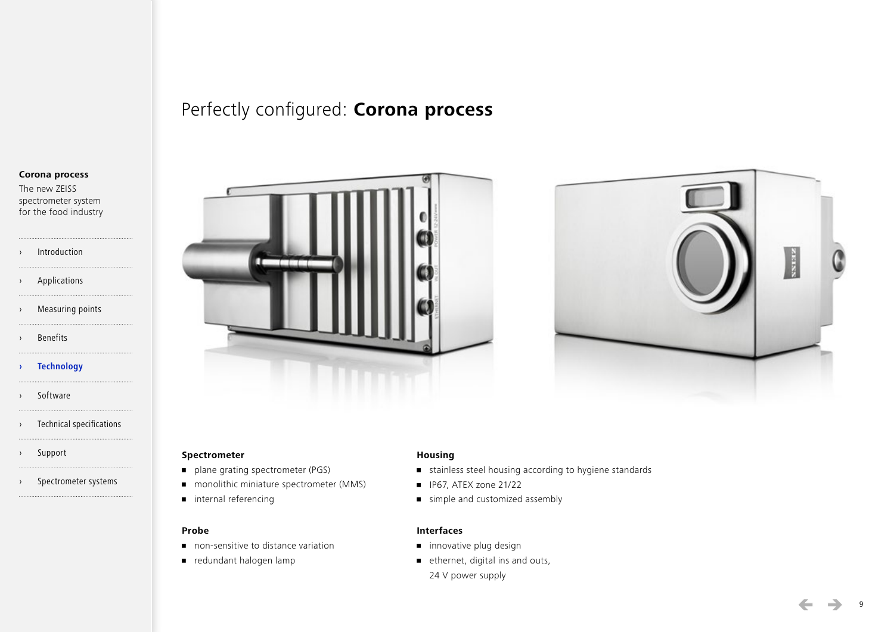# Perfectly configured: **Corona process**

**Corona process**
The new ZEISS spectrometer system for the food industry

- Introduction
- Applications
- Measuring points
- Benefits
- **Technology**
- Software
- Technical specifications
- Support
- Spectrometer systems

### Spectrometer

- plane grating spectrometer (PGS)
- monolithic miniature spectrometer (MMS)
- internal referencing

### Probe

- non-sensitive to distance variation
- redundant halogen lamp

### Housing

- stainless steel housing according to hygiene standards
- IP67, ATEX zone 21/22
- simple and customized assembly

### Interfaces

- innovative plug design
- ethernet, digital ins and outs, 24 V power supply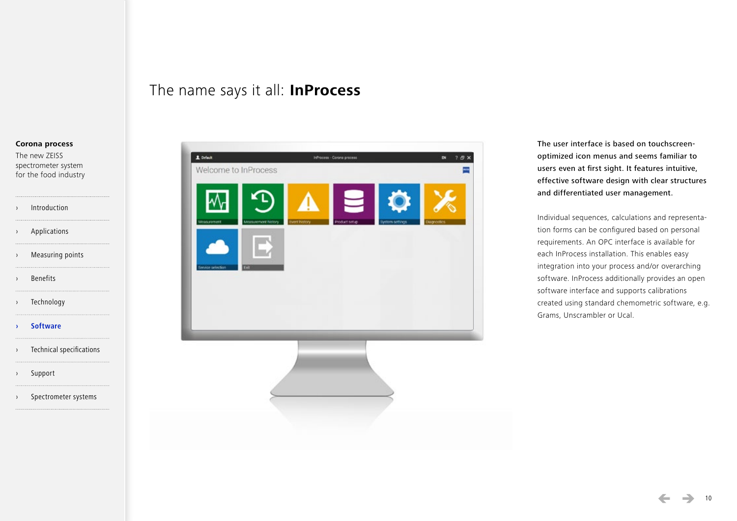**Corona process**

The new ZEISS spectrometer system for the food industry

- › Introduction
- › Applications
- › Measuring points
- › Benefits
- › Technology
- › **Software**
- › Technical specifications
- › Support
- › Spectrometer systems

# The name says it all: **InProcess**

**The user interface is based on touchscreen-optimized icon menus and seems familiar to users even at first sight. It features intuitive, effective software design with clear structures and differentiated user management.**

Individual sequences, calculations and representation forms can be configured based on personal requirements. An OPC interface is available for each InProcess installation. This enables easy integration into your process and/or overarching software. InProcess additionally provides an open software interface and supports calibrations created using standard chemometric software, e.g. Grams, Unscrambler or Ucal.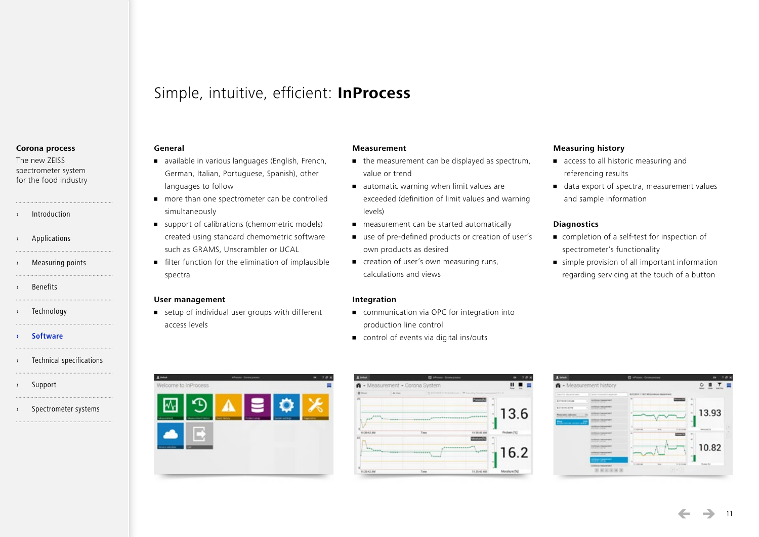# Simple, intuitive, efficient: **InProcess**

**Corona process**
The new ZEISS spectrometer system for the food industry

- › Introduction
- › Applications
- › Measuring points
- › Benefits
- › Technology
- › **Software**
- › Technical specifications
- › Support
- › Spectrometer systems

### General

- available in various languages (English, French, German, Italian, Portuguese, Spanish), other languages to follow
- more than one spectrometer can be controlled simultaneously
- support of calibrations (chemometric models) created using standard chemometric software such as GRAMS, Unscrambler or UCAL
- filter function for the elimination of implausible spectra

### User management

- setup of individual user groups with different access levels

### Measurement

- the measurement can be displayed as spectrum, value or trend
- automatic warning when limit values are exceeded (definition of limit values and warning levels)
- measurement can be started automatically
- use of pre-defined products or creation of user's own products as desired
- creation of user's own measuring runs, calculations and views

### Integration

- communication via OPC for integration into production line control
- control of events via digital ins/outs

### Measuring history

- access to all historic measuring and referencing results
- data export of spectra, measurement values and sample information

### Diagnostics

- completion of a self-test for inspection of spectrometer's functionality
- simple provision of all important information regarding servicing at the touch of a button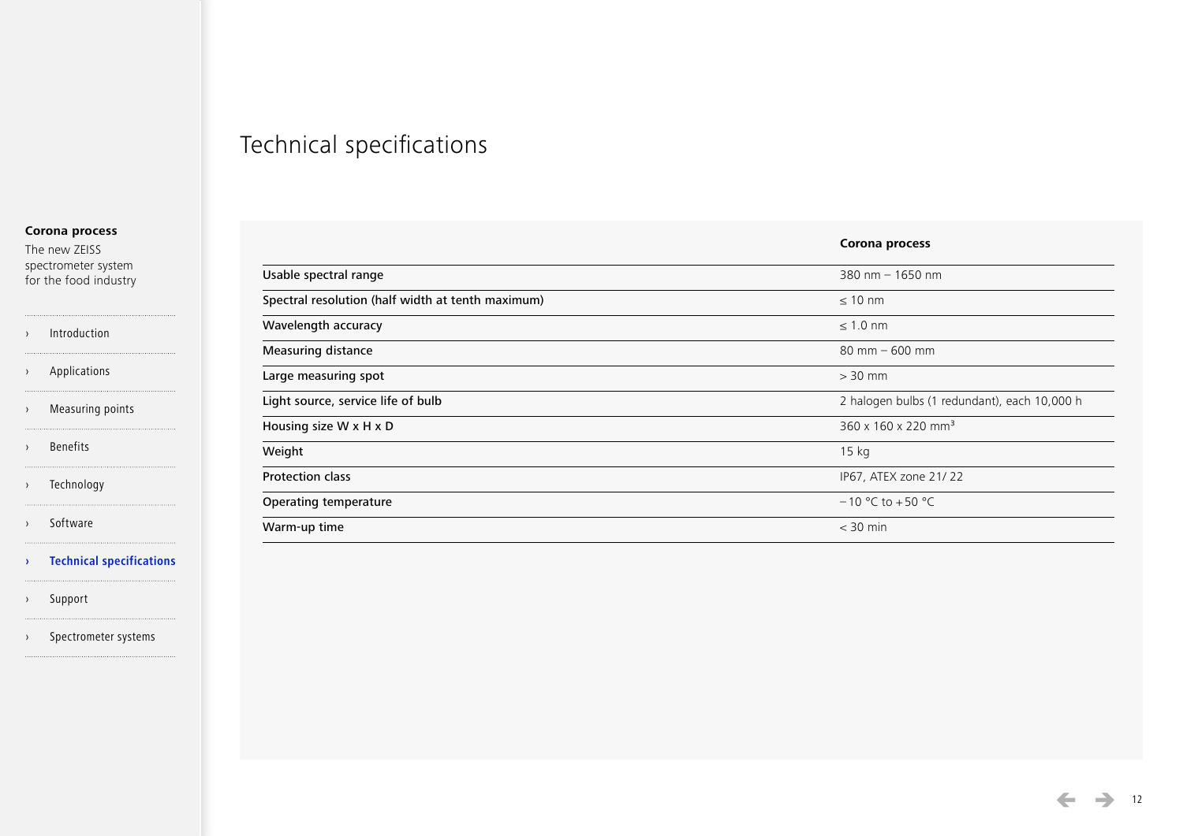# Technical specifications

| | Corona process |
|---|---|
| Usable spectral range | 380 nm – 1650 nm |
| Spectral resolution (half width at tenth maximum) | ≤ 10 nm |
| Wavelength accuracy | ≤ 1.0 nm |
| Measuring distance | 80 mm – 600 mm |
| Large measuring spot | > 30 mm |
| Light source, service life of bulb | 2 halogen bulbs (1 redundant), each 10,000 h |
| Housing size W x H x D | 360 x 160 x 220 $mm^3$ |
| Weight | 15 kg |
| Protection class | IP67, ATEX zone 21/ 22 |
| Operating temperature | – 10 °C to + 50 °C |
| Warm-up time | < 30 min |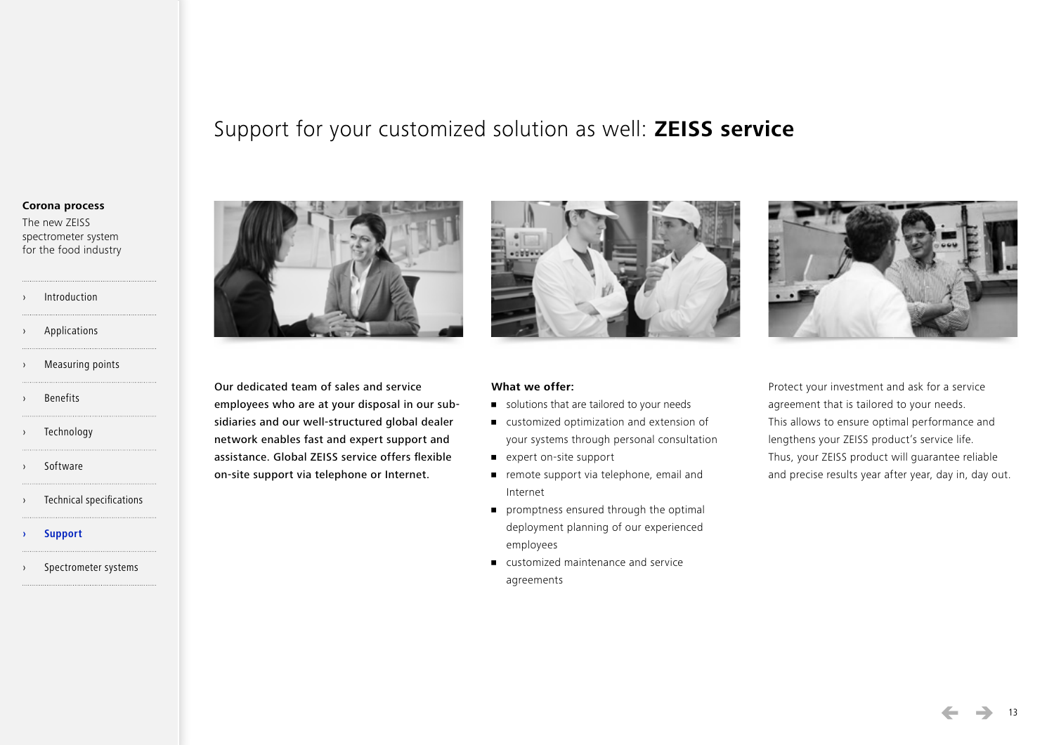# Support for your customized solution as well: **ZEISS service**

**Corona process**
The new ZEISS spectrometer system for the food industry

- Introduction
- Applications
- Measuring points
- Benefits
- Technology
- Software
- Technical specifications
- **Support**
- Spectrometer systems

**Our dedicated team of sales and service employees who are at your disposal in our subsidiaries and our well-structured global dealer network enables fast and expert support and assistance. Global ZEISS service offers flexible on-site support via telephone or Internet.**

**What we offer:**

- solutions that are tailored to your needs
- customized optimization and extension of your systems through personal consultation
- expert on-site support
- remote support via telephone, email and Internet
- promptness ensured through the optimal deployment planning of our experienced employees
- customized maintenance and service agreements

Protect your investment and ask for a service agreement that is tailored to your needs. This allows to ensure optimal performance and lengthens your ZEISS product's service life. Thus, your ZEISS product will guarantee reliable and precise results year after year, day in, day out.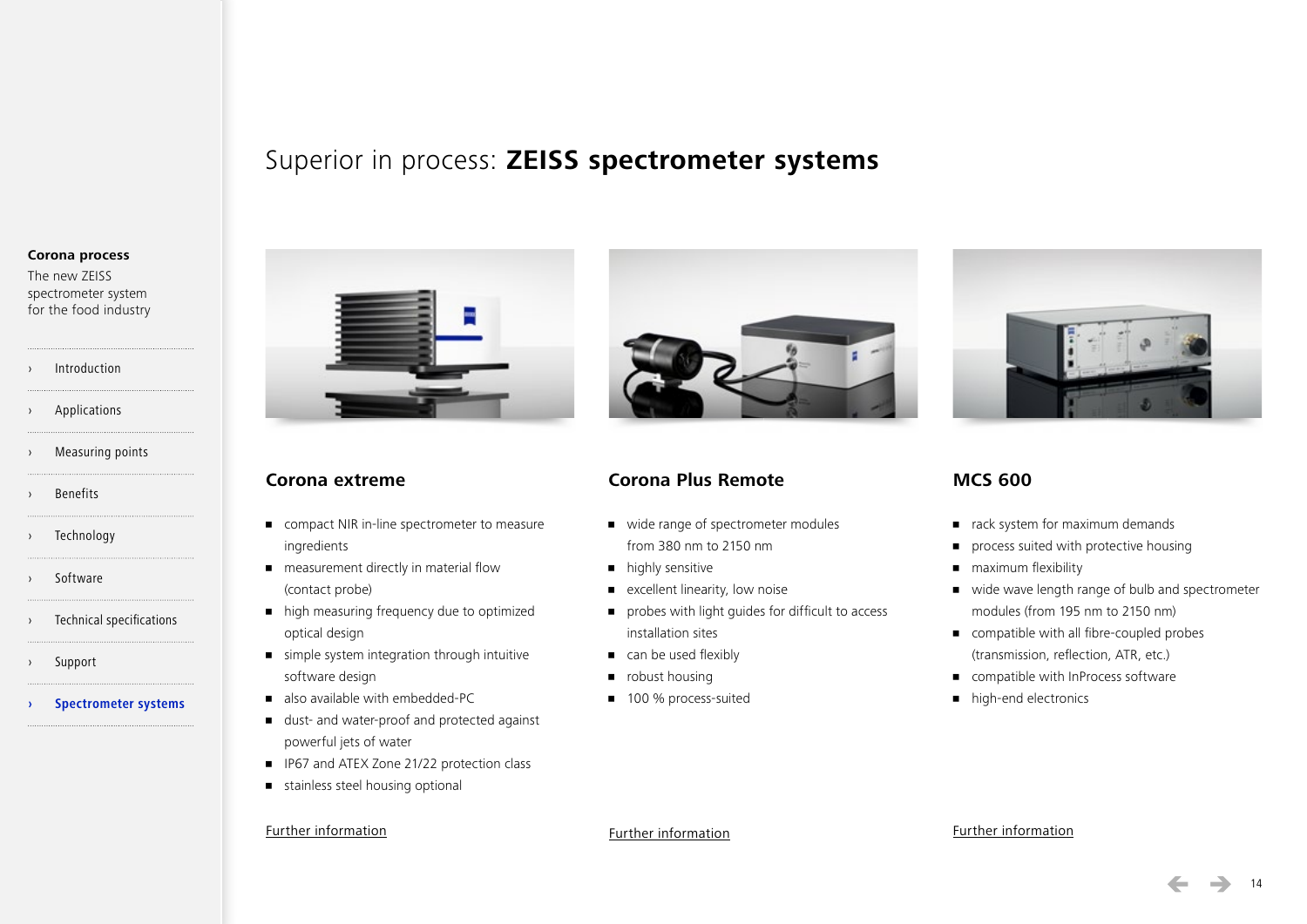Corona process

The new ZEISS spectrometer system for the food industry

- Introduction
- Applications
- Measuring points
- Benefits
- Technology
- Software
- Technical specifications
- Support
- **Spectrometer systems**

# Superior in process: **ZEISS spectrometer systems**

## Corona extreme

- compact NIR in-line spectrometer to measure ingredients
- measurement directly in material flow (contact probe)
- high measuring frequency due to optimized optical design
- simple system integration through intuitive software design
- also available with embedded-PC
- dust- and water-proof and protected against powerful jets of water
- IP67 and ATEX Zone 21/22 protection class
- stainless steel housing optional

Further information

## Corona Plus Remote

- wide range of spectrometer modules from 380 nm to 2150 nm
- highly sensitive
- excellent linearity, low noise
- probes with light guides for difficult to access installation sites
- can be used flexibly
- robust housing
- 100 % process-suited

Further information

## MCS 600

- rack system for maximum demands
- process suited with protective housing
- maximum flexibility
- wide wave length range of bulb and spectrometer modules (from 195 nm to 2150 nm)
- compatible with all fibre-coupled probes (transmission, reflection, ATR, etc.)
- compatible with InProcess software
- high-end electronics

Further information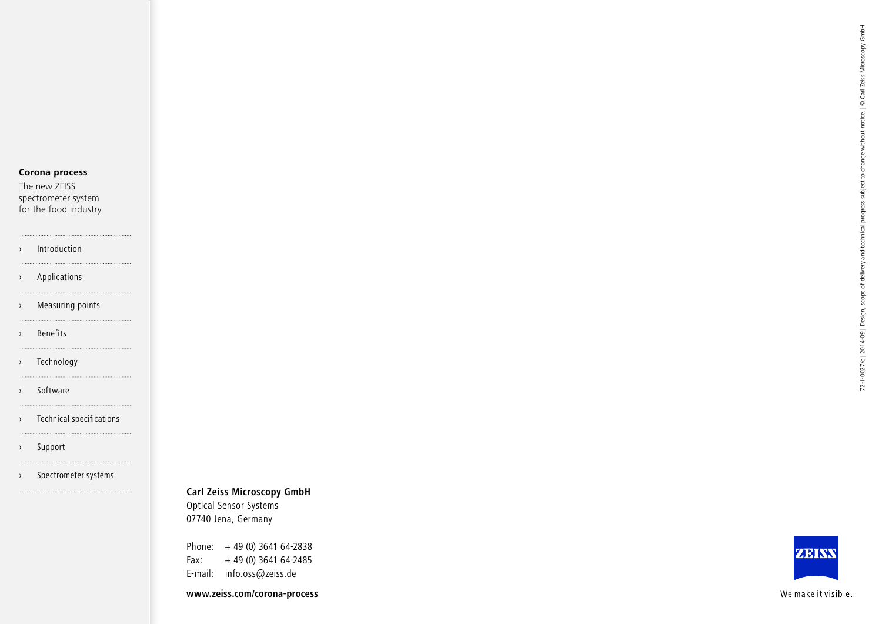**Corona process**

The new ZEISS spectrometer system for the food industry

- › Introduction
- › Applications
- › Measuring points
- › Benefits
- › Technology
- › Software
- › Technical specifications
- › Support
- › Spectrometer systems

**Carl Zeiss Microscopy GmbH**
Optical Sensor Systems
07740 Jena, Germany

Phone: + 49 (0) 3641 64-2838
Fax: + 49 (0) 3641 64-2485
E-mail: info.oss@zeiss.de

**www.zeiss.com/corona-process**

72-1-0027/e | 2014-09 | Design, scope of delivery and technical progress subject to change without notice. | © Carl Zeiss Microscopy GmbH

ZEISS

We make it visible.